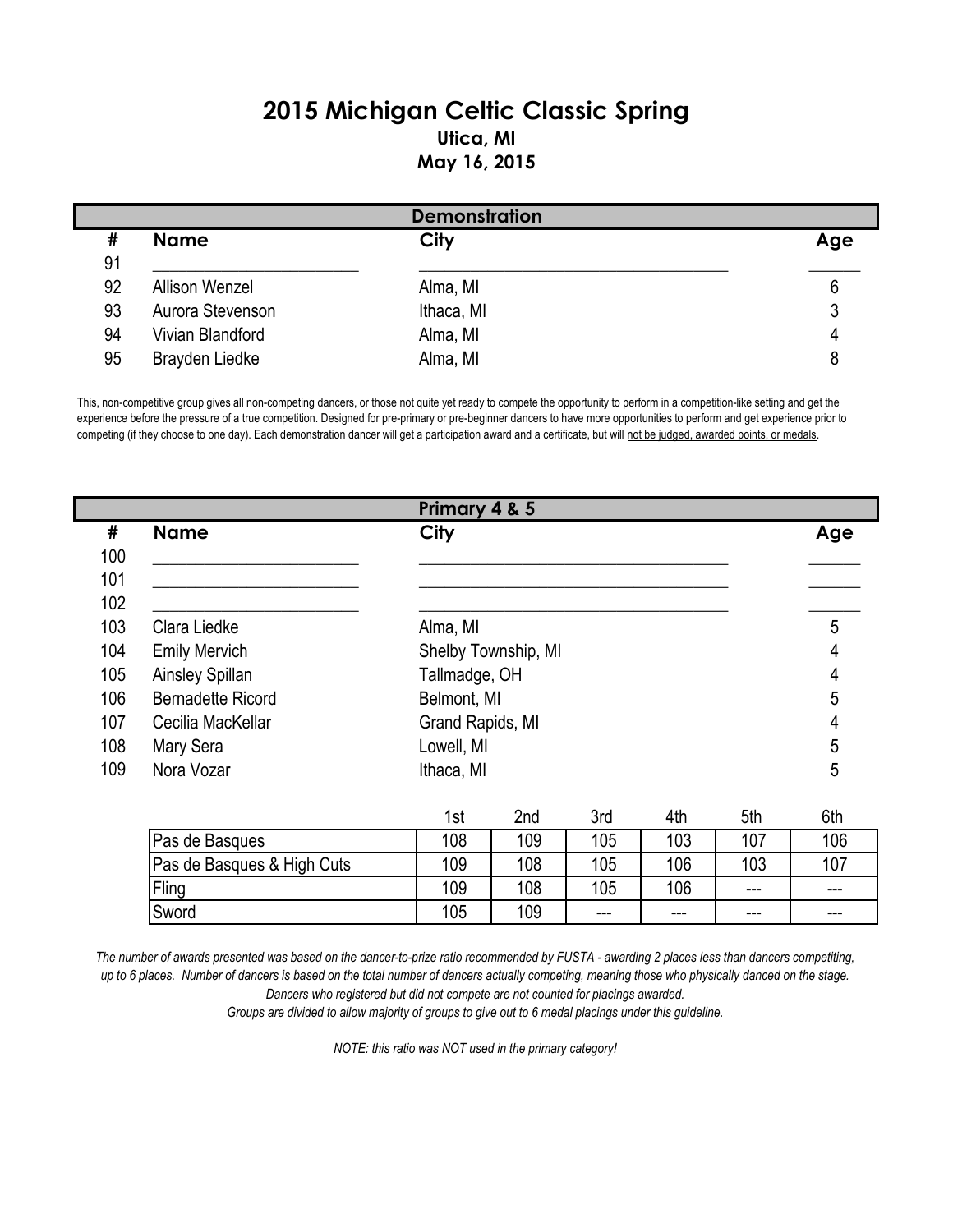# 2015 Michigan Celtic Classic Spring

**Utica, MI**

**May 16, 2015**

## Demonstration

| # | Name | City | Age |
|---|---|---|---|
| 91 | ______________________ | ________________________________ | _____ |
| 92 | Allison Wenzel | Alma, MI | 6 |
| 93 | Aurora Stevenson | Ithaca, MI | 3 |
| 94 | Vivian Blandford | Alma, MI | 4 |
| 95 | Brayden Liedke | Alma, MI | 8 |

This, non-competitive group gives all non-competing dancers, or those not quite yet ready to compete the opportunity to perform in a competition-like setting and get the experience before the pressure of a true competition. Designed for pre-primary or pre-beginner dancers to have more opportunities to perform and get experience prior to competing (if they choose to one day). Each demonstration dancer will get a participation award and a certificate, but will not be judged, awarded points, or medals.

## Primary 4 & 5

| # | Name | City | Age |
|---|---|---|---|
| 100 | ______________________ | ________________________________ | _____ |
| 101 | ______________________ | ________________________________ | _____ |
| 102 | ______________________ | ________________________________ | _____ |
| 103 | Clara Liedke | Alma, MI | 5 |
| 104 | Emily Mervich | Shelby Township, MI | 4 |
| 105 | Ainsley Spillan | Tallmadge, OH | 4 |
| 106 | Bernadette Ricord | Belmont, MI | 5 |
| 107 | Cecilia MacKellar | Grand Rapids, MI | 4 |
| 108 | Mary Sera | Lowell, MI | 5 |
| 109 | Nora Vozar | Ithaca, MI | 5 |

| | 1st | 2nd | 3rd | 4th | 5th | 6th |
|---|---|---|---|---|---|---|
| Pas de Basques | 108 | 109 | 105 | 103 | 107 | 106 |
| Pas de Basques & High Cuts | 109 | 108 | 105 | 106 | 103 | 107 |
| Fling | 109 | 108 | 105 | 106 | --- | --- |
| Sword | 105 | 109 | --- | --- | --- | --- |

*The number of awards presented was based on the dancer-to-prize ratio recommended by FUSTA - awarding 2 places less than dancers competiting, up to 6 places. Number of dancers is based on the total number of dancers actually competing, meaning those who physically danced on the stage. Dancers who registered but did not compete are not counted for placings awarded.*

*Groups are divided to allow majority of groups to give out to 6 medal placings under this guideline.*

*NOTE: this ratio was NOT used in the primary category!*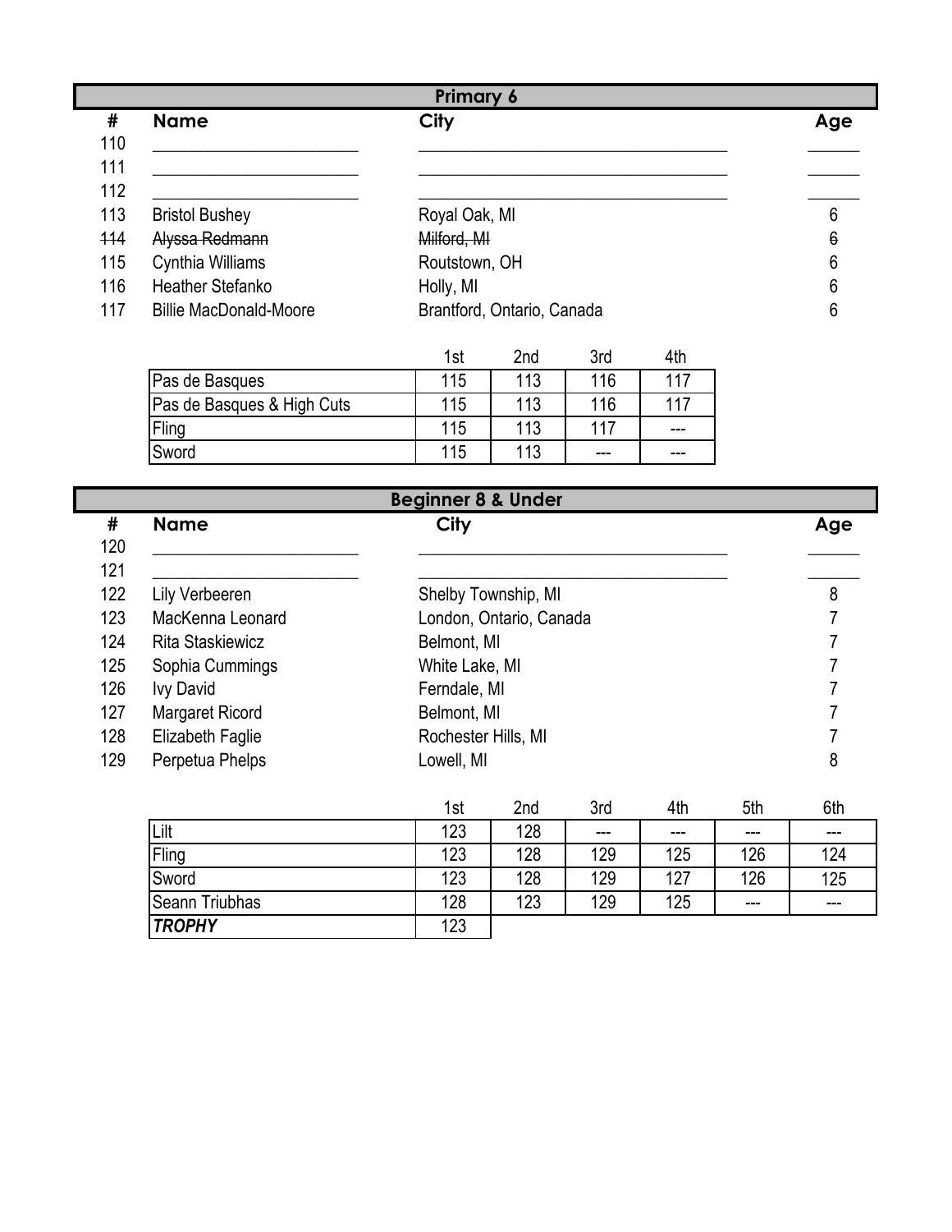## Primary 6

| # | Name | City | Age |
|---|---|---|---|
| 110 | ______________________ | ______________________________ | _____ |
| 111 | ______________________ | ______________________________ | _____ |
| 112 | ______________________ | ______________________________ | _____ |
| 113 | Bristol Bushey | Royal Oak, MI | 6 |
| ~~114~~ | ~~Alyssa Redmann~~ | ~~Milford, MI~~ | ~~6~~ |
| 115 | Cynthia Williams | Routstown, OH | 6 |
| 116 | Heather Stefanko | Holly, MI | 6 |
| 117 | Billie MacDonald-Moore | Brantford, Ontario, Canada | 6 |

| | 1st | 2nd | 3rd | 4th |
|---|---|---|---|---|
| Pas de Basques | 115 | 113 | 116 | 117 |
| Pas de Basques & High Cuts | 115 | 113 | 116 | 117 |
| Fling | 115 | 113 | 117 | --- |
| Sword | 115 | 113 | --- | --- |

## Beginner 8 & Under

| # | Name | City | Age |
|---|---|---|---|
| 120 | ______________________ | ______________________________ | _____ |
| 121 | ______________________ | ______________________________ | _____ |
| 122 | Lily Verbeeren | Shelby Township, MI | 8 |
| 123 | MacKenna Leonard | London, Ontario, Canada | 7 |
| 124 | Rita Staskiewicz | Belmont, MI | 7 |
| 125 | Sophia Cummings | White Lake, MI | 7 |
| 126 | Ivy David | Ferndale, MI | 7 |
| 127 | Margaret Ricord | Belmont, MI | 7 |
| 128 | Elizabeth Faglie | Rochester Hills, MI | 7 |
| 129 | Perpetua Phelps | Lowell, MI | 8 |

| | 1st | 2nd | 3rd | 4th | 5th | 6th |
|---|---|---|---|---|---|---|
| Lilt | 123 | 128 | --- | --- | --- | --- |
| Fling | 123 | 128 | 129 | 125 | 126 | 124 |
| Sword | 123 | 128 | 129 | 127 | 126 | 125 |
| Seann Triubhas | 128 | 123 | 129 | 125 | --- | --- |
| ***TROPHY*** | 123 | | | | | |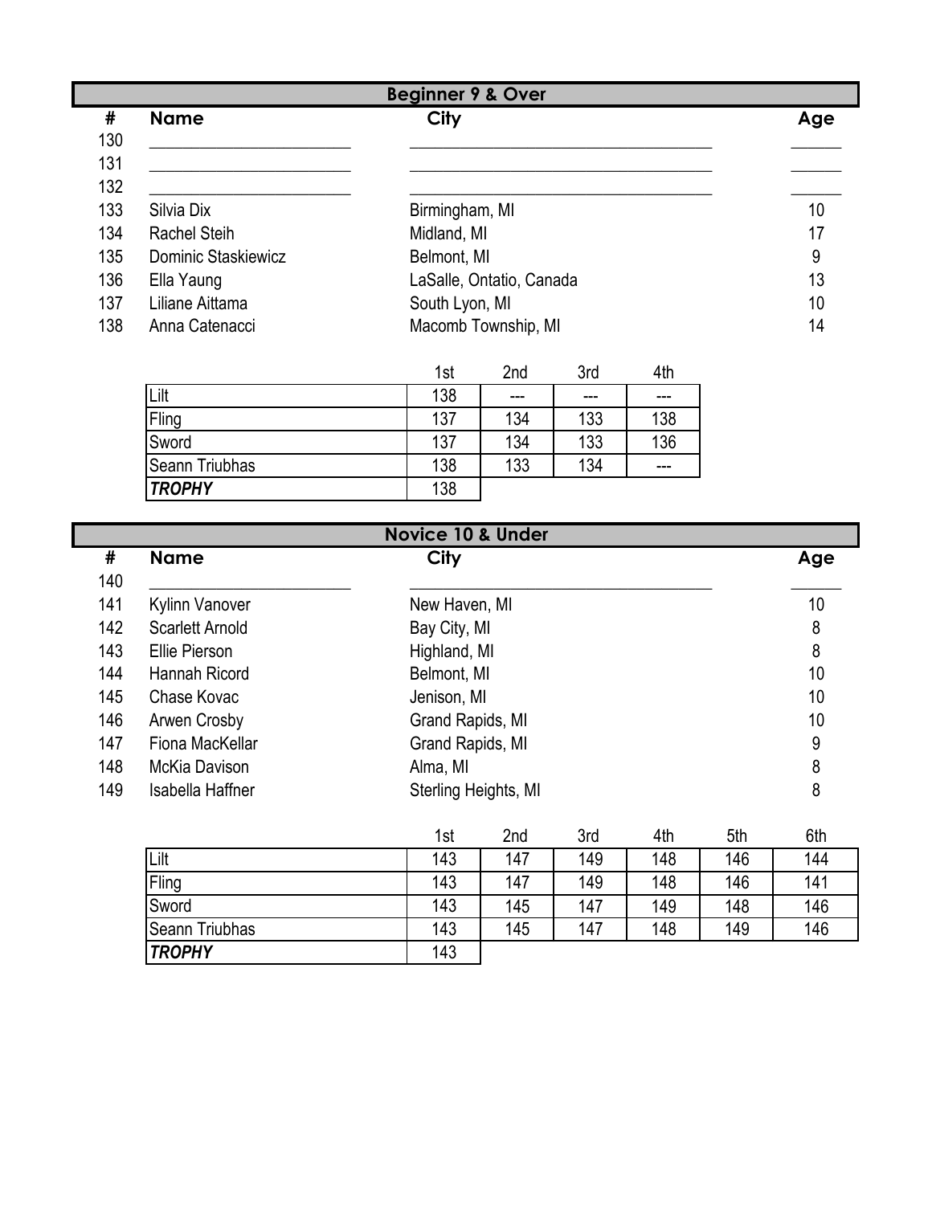## Beginner 9 & Over

| # | Name | City | Age |
|---|---|---|---|
| 130 | ____________________ | ______________________________ | _____ |
| 131 | ____________________ | ______________________________ | _____ |
| 132 | ____________________ | ______________________________ | _____ |
| 133 | Silvia Dix | Birmingham, MI | 10 |
| 134 | Rachel Steih | Midland, MI | 17 |
| 135 | Dominic Staskiewicz | Belmont, MI | 9 |
| 136 | Ella Yaung | LaSalle, Ontatio, Canada | 13 |
| 137 | Liliane Aittama | South Lyon, MI | 10 |
| 138 | Anna Catenacci | Macomb Township, MI | 14 |

| | 1st | 2nd | 3rd | 4th |
|---|---|---|---|---|
| Lilt | 138 | --- | --- | --- |
| Fling | 137 | 134 | 133 | 138 |
| Sword | 137 | 134 | 133 | 136 |
| Seann Triubhas | 138 | 133 | 134 | --- |
| ***TROPHY*** | 138 | | | |

## Novice 10 & Under

| # | Name | City | Age |
|---|---|---|---|
| 140 | ____________________ | ______________________________ | _____ |
| 141 | Kylinn Vanover | New Haven, MI | 10 |
| 142 | Scarlett Arnold | Bay City, MI | 8 |
| 143 | Ellie Pierson | Highland, MI | 8 |
| 144 | Hannah Ricord | Belmont, MI | 10 |
| 145 | Chase Kovac | Jenison, MI | 10 |
| 146 | Arwen Crosby | Grand Rapids, MI | 10 |
| 147 | Fiona MacKellar | Grand Rapids, MI | 9 |
| 148 | McKia Davison | Alma, MI | 8 |
| 149 | Isabella Haffner | Sterling Heights, MI | 8 |

| | 1st | 2nd | 3rd | 4th | 5th | 6th |
|---|---|---|---|---|---|---|
| Lilt | 143 | 147 | 149 | 148 | 146 | 144 |
| Fling | 143 | 147 | 149 | 148 | 146 | 141 |
| Sword | 143 | 145 | 147 | 149 | 148 | 146 |
| Seann Triubhas | 143 | 145 | 147 | 148 | 149 | 146 |
| ***TROPHY*** | 143 | | | | | |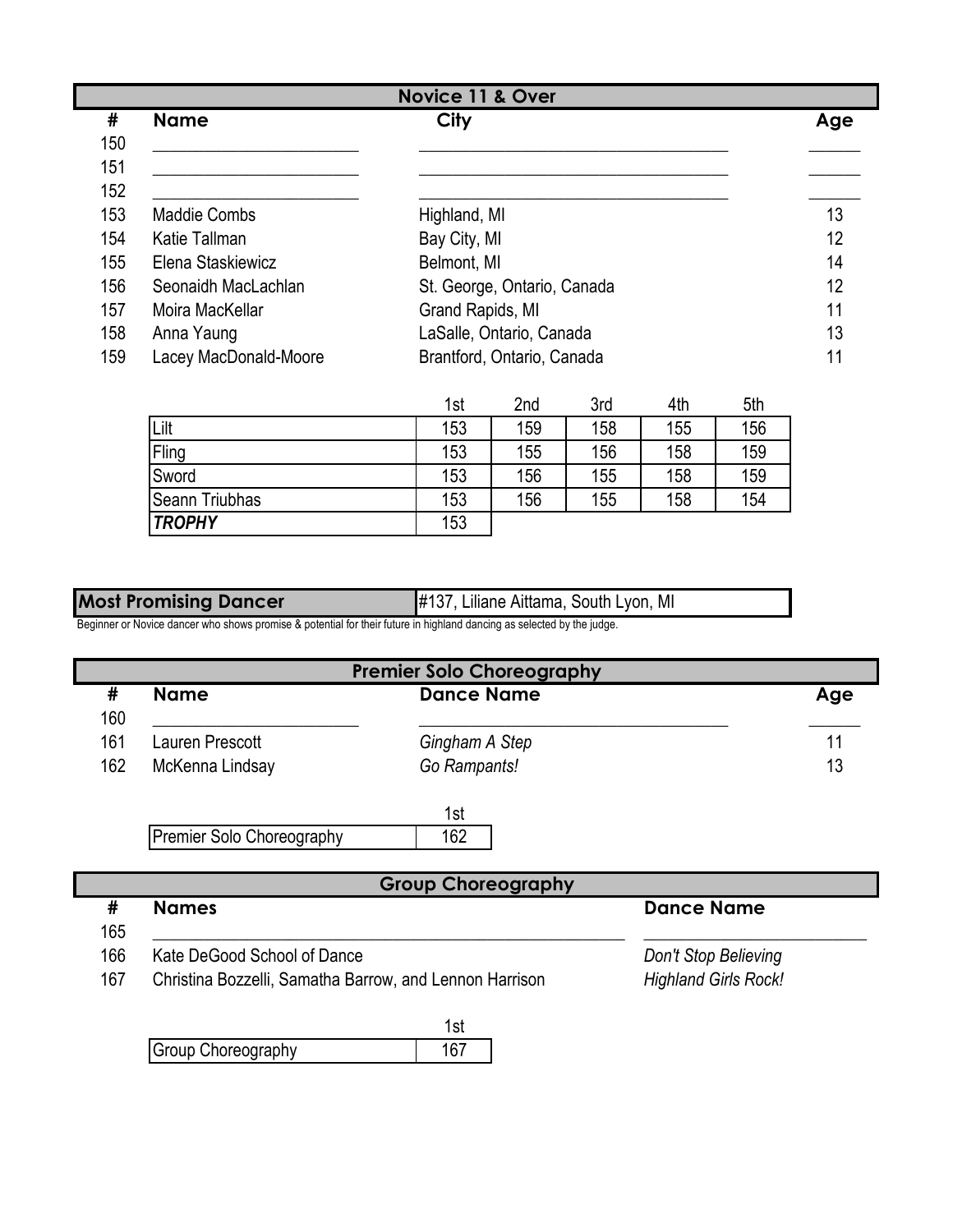## Novice 11 & Over

| # | Name | City | Age |
|---|---|---|---|
| 150 | ____________ | ____________ | ____ |
| 151 | ____________ | ____________ | ____ |
| 152 | ____________ | ____________ | ____ |
| 153 | Maddie Combs | Highland, MI | 13 |
| 154 | Katie Tallman | Bay City, MI | 12 |
| 155 | Elena Staskiewicz | Belmont, MI | 14 |
| 156 | Seonaidh MacLachlan | St. George, Ontario, Canada | 12 |
| 157 | Moira MacKellar | Grand Rapids, MI | 11 |
| 158 | Anna Yaung | LaSalle, Ontario, Canada | 13 |
| 159 | Lacey MacDonald-Moore | Brantford, Ontario, Canada | 11 |

| | 1st | 2nd | 3rd | 4th | 5th |
|---|---|---|---|---|---|
| Lilt | 153 | 159 | 158 | 155 | 156 |
| Fling | 153 | 155 | 156 | 158 | 159 |
| Sword | 153 | 156 | 155 | 158 | 159 |
| Seann Triubhas | 153 | 156 | 155 | 158 | 154 |
| ***TROPHY*** | 153 | | | | |

| **Most Promising Dancer** | #137, Liliane Aittama, South Lyon, MI |
|---|---|

Beginner or Novice dancer who shows promise & potential for their future in highland dancing as selected by the judge.

## Premier Solo Choreography

| # | Name | Dance Name | Age |
|---|---|---|---|
| 160 | ____________ | ____________ | ____ |
| 161 | Lauren Prescott | *Gingham A Step* | 11 |
| 162 | McKenna Lindsay | *Go Rampants!* | 13 |

| | 1st |
|---|---|
| Premier Solo Choreography | 162 |

## Group Choreography

| # | Names | Dance Name |
|---|---|---|
| 165 | ____________ | ____________ |
| 166 | Kate DeGood School of Dance | *Don't Stop Believing* |
| 167 | Christina Bozzelli, Samatha Barrow, and Lennon Harrison | *Highland Girls Rock!* |

| | 1st |
|---|---|
| Group Choreography | 167 |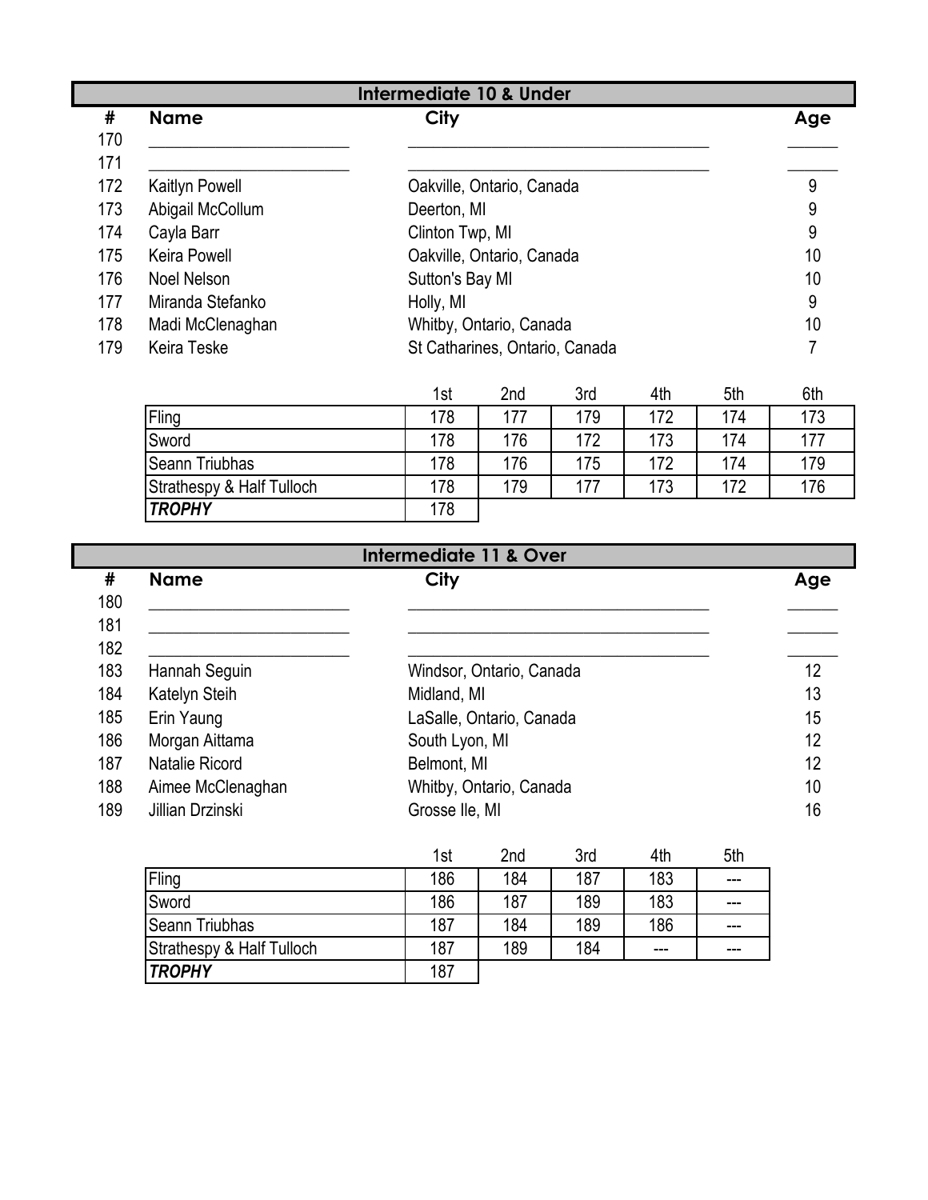## Intermediate 10 & Under

| # | Name | City | Age |
|---|---|---|---|
| 170 | | | |
| 171 | | | |
| 172 | Kaitlyn Powell | Oakville, Ontario, Canada | 9 |
| 173 | Abigail McCollum | Deerton, MI | 9 |
| 174 | Cayla Barr | Clinton Twp, MI | 9 |
| 175 | Keira Powell | Oakville, Ontario, Canada | 10 |
| 176 | Noel Nelson | Sutton's Bay MI | 10 |
| 177 | Miranda Stefanko | Holly, MI | 9 |
| 178 | Madi McClenaghan | Whitby, Ontario, Canada | 10 |
| 179 | Keira Teske | St Catharines, Ontario, Canada | 7 |

| | 1st | 2nd | 3rd | 4th | 5th | 6th |
|---|---|---|---|---|---|---|
| Fling | 178 | 177 | 179 | 172 | 174 | 173 |
| Sword | 178 | 176 | 172 | 173 | 174 | 177 |
| Seann Triubhas | 178 | 176 | 175 | 172 | 174 | 179 |
| Strathespy & Half Tulloch | 178 | 179 | 177 | 173 | 172 | 176 |
| ***TROPHY*** | 178 | | | | | |

## Intermediate 11 & Over

| # | Name | City | Age |
|---|---|---|---|
| 180 | | | |
| 181 | | | |
| 182 | | | |
| 183 | Hannah Seguin | Windsor, Ontario, Canada | 12 |
| 184 | Katelyn Steih | Midland, MI | 13 |
| 185 | Erin Yaung | LaSalle, Ontario, Canada | 15 |
| 186 | Morgan Aittama | South Lyon, MI | 12 |
| 187 | Natalie Ricord | Belmont, MI | 12 |
| 188 | Aimee McClenaghan | Whitby, Ontario, Canada | 10 |
| 189 | Jillian Drzinski | Grosse Ile, MI | 16 |

| | 1st | 2nd | 3rd | 4th | 5th |
|---|---|---|---|---|---|
| Fling | 186 | 184 | 187 | 183 | --- |
| Sword | 186 | 187 | 189 | 183 | --- |
| Seann Triubhas | 187 | 184 | 189 | 186 | --- |
| Strathespy & Half Tulloch | 187 | 189 | 184 | --- | --- |
| ***TROPHY*** | 187 | | | | |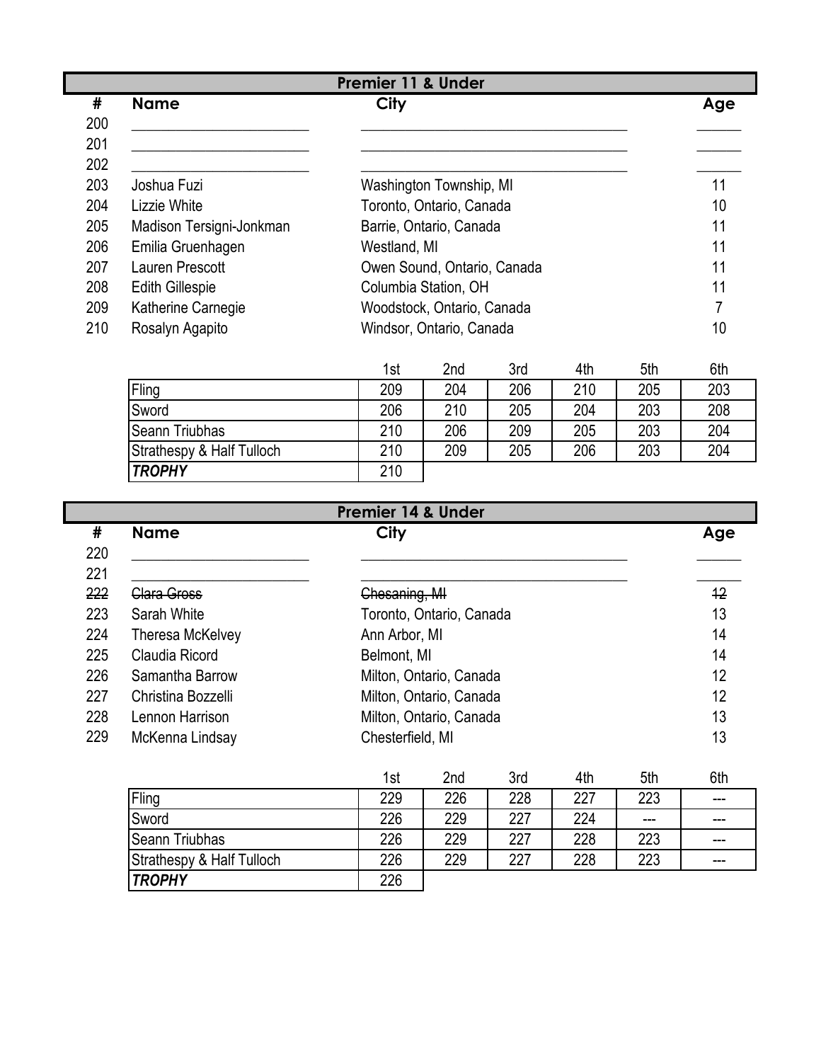## Premier 11 & Under

| # | Name | City | Age |
|---|---|---|---|
| 200 | ________________________ | ____________________________________ | ______ |
| 201 | ________________________ | ____________________________________ | ______ |
| 202 | ________________________ | ____________________________________ | ______ |
| 203 | Joshua Fuzi | Washington Township, MI | 11 |
| 204 | Lizzie White | Toronto, Ontario, Canada | 10 |
| 205 | Madison Tersigni-Jonkman | Barrie, Ontario, Canada | 11 |
| 206 | Emilia Gruenhagen | Westland, MI | 11 |
| 207 | Lauren Prescott | Owen Sound, Ontario, Canada | 11 |
| 208 | Edith Gillespie | Columbia Station, OH | 11 |
| 209 | Katherine Carnegie | Woodstock, Ontario, Canada | 7 |
| 210 | Rosalyn Agapito | Windsor, Ontario, Canada | 10 |

| | 1st | 2nd | 3rd | 4th | 5th | 6th |
|---|---|---|---|---|---|---|
| Fling | 209 | 204 | 206 | 210 | 205 | 203 |
| Sword | 206 | 210 | 205 | 204 | 203 | 208 |
| Seann Triubhas | 210 | 206 | 209 | 205 | 203 | 204 |
| Strathespy & Half Tulloch | 210 | 209 | 205 | 206 | 203 | 204 |
| ***TROPHY*** | 210 | | | | | |

## Premier 14 & Under

| # | Name | City | Age |
|---|---|---|---|
| 220 | ________________________ | ____________________________________ | ______ |
| 221 | ________________________ | ____________________________________ | ______ |
| ~~222~~ | ~~Clara Gross~~ | ~~Chesaning, MI~~ | ~~12~~ |
| 223 | Sarah White | Toronto, Ontario, Canada | 13 |
| 224 | Theresa McKelvey | Ann Arbor, MI | 14 |
| 225 | Claudia Ricord | Belmont, MI | 14 |
| 226 | Samantha Barrow | Milton, Ontario, Canada | 12 |
| 227 | Christina Bozzelli | Milton, Ontario, Canada | 12 |
| 228 | Lennon Harrison | Milton, Ontario, Canada | 13 |
| 229 | McKenna Lindsay | Chesterfield, MI | 13 |

| | 1st | 2nd | 3rd | 4th | 5th | 6th |
|---|---|---|---|---|---|---|
| Fling | 229 | 226 | 228 | 227 | 223 | --- |
| Sword | 226 | 229 | 227 | 224 | --- | --- |
| Seann Triubhas | 226 | 229 | 227 | 228 | 223 | --- |
| Strathespy & Half Tulloch | 226 | 229 | 227 | 228 | 223 | --- |
| ***TROPHY*** | 226 | | | | | |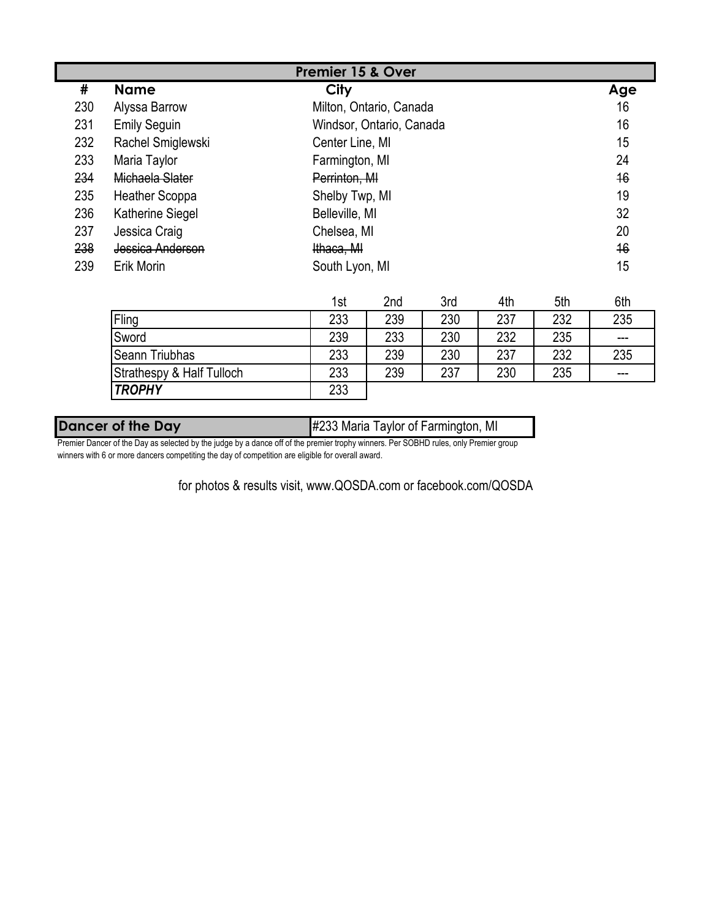## Premier 15 & Over

| # | Name | City | Age |
|---|---|---|---|
| 230 | Alyssa Barrow | Milton, Ontario, Canada | 16 |
| 231 | Emily Seguin | Windsor, Ontario, Canada | 16 |
| 232 | Rachel Smiglewski | Center Line, MI | 15 |
| 233 | Maria Taylor | Farmington, MI | 24 |
| ~~234~~ | ~~Michaela Slater~~ | ~~Perrinton, MI~~ | ~~16~~ |
| 235 | Heather Scoppa | Shelby Twp, MI | 19 |
| 236 | Katherine Siegel | Belleville, MI | 32 |
| 237 | Jessica Craig | Chelsea, MI | 20 |
| ~~238~~ | ~~Jessica Anderson~~ | ~~Ithaca, MI~~ | ~~16~~ |
| 239 | Erik Morin | South Lyon, MI | 15 |

| | 1st | 2nd | 3rd | 4th | 5th | 6th |
|---|---|---|---|---|---|---|
| Fling | 233 | 239 | 230 | 237 | 232 | 235 |
| Sword | 239 | 233 | 230 | 232 | 235 | --- |
| Seann Triubhas | 233 | 239 | 230 | 237 | 232 | 235 |
| Strathespy & Half Tulloch | 233 | 239 | 237 | 230 | 235 | --- |
| ***TROPHY*** | 233 | | | | | |

| **Dancer of the Day** | #233 Maria Taylor of Farmington, MI |
|---|---|

Premier Dancer of the Day as selected by the judge by a dance off of the premier trophy winners. Per SOBHD rules, only Premier group winners with 6 or more dancers competiting the day of competition are eligible for overall award.

for photos & results visit, www.QOSDA.com or facebook.com/QOSDA